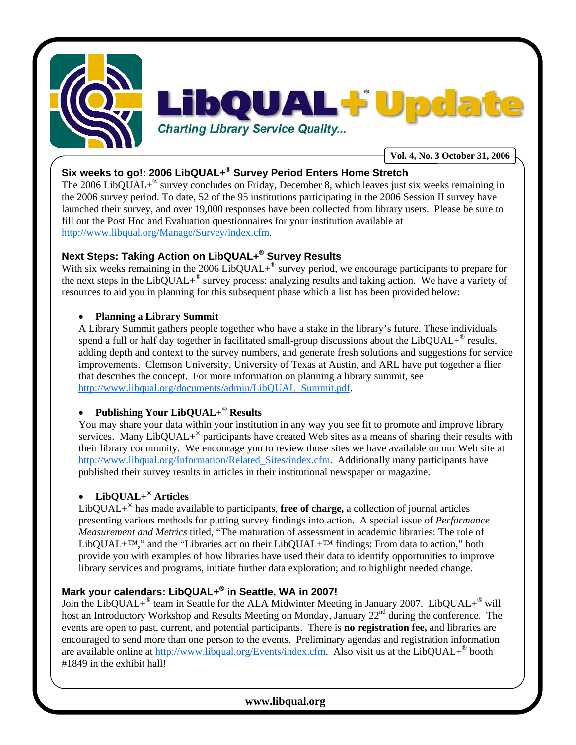# LibQUAL+® Update

*Charting Library Service Quality...*

**Vol. 4, No. 3 October 31, 2006**

## Six weeks to go!: 2006 LibQUAL+® Survey Period Enters Home Stretch

The 2006 LibQUAL+® survey concludes on Friday, December 8, which leaves just six weeks remaining in the 2006 survey period. To date, 52 of the 95 institutions participating in the 2006 Session II survey have launched their survey, and over 19,000 responses have been collected from library users. Please be sure to fill out the Post Hoc and Evaluation questionnaires for your institution available at http://www.libqual.org/Manage/Survey/index.cfm.

## Next Steps: Taking Action on LibQUAL+® Survey Results

With six weeks remaining in the 2006 LibQUAL+® survey period, we encourage participants to prepare for the next steps in the LibQUAL+® survey process: analyzing results and taking action. We have a variety of resources to aid you in planning for this subsequent phase which a list has been provided below:

- **Planning a Library Summit**
  A Library Summit gathers people together who have a stake in the library's future. These individuals spend a full or half day together in facilitated small-group discussions about the LibQUAL+® results, adding depth and context to the survey numbers, and generate fresh solutions and suggestions for service improvements. Clemson University, University of Texas at Austin, and ARL have put together a flier that describes the concept. For more information on planning a library summit, see http://www.libqual.org/documents/admin/LibQUAL_Summit.pdf.

- **Publishing Your LibQUAL+® Results**
  You may share your data within your institution in any way you see fit to promote and improve library services. Many LibQUAL+® participants have created Web sites as a means of sharing their results with their library community. We encourage you to review those sites we have available on our Web site at http://www.libqual.org/Information/Related_Sites/index.cfm. Additionally many participants have published their survey results in articles in their institutional newspaper or magazine.

- **LibQUAL+® Articles**
  LibQUAL+® has made available to participants, **free of charge,** a collection of journal articles presenting various methods for putting survey findings into action. A special issue of *Performance Measurement and Metrics* titled, "The maturation of assessment in academic libraries: The role of LibQUAL+™," and the "Libraries act on their LibQUAL+™ findings: From data to action," both provide you with examples of how libraries have used their data to identify opportunities to improve library services and programs, initiate further data exploration; and to highlight needed change.

## Mark your calendars: LibQUAL+® in Seattle, WA in 2007!

Join the LibQUAL+® team in Seattle for the ALA Midwinter Meeting in January 2007. LibQUAL+® will host an Introductory Workshop and Results Meeting on Monday, January 22nd during the conference. The events are open to past, current, and potential participants. There is **no registration fee,** and libraries are encouraged to send more than one person to the events. Preliminary agendas and registration information are available online at http://www.libqual.org/Events/index.cfm. Also visit us at the LibQUAL+® booth #1849 in the exhibit hall!

**www.libqual.org**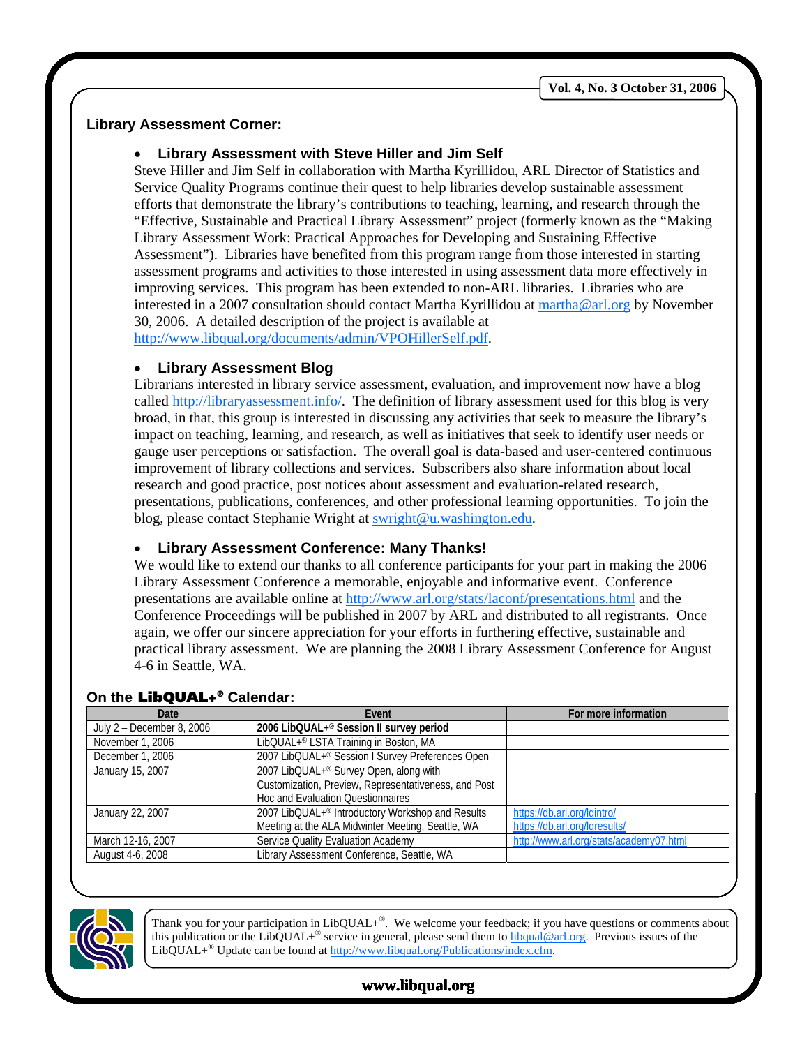## Library Assessment Corner:

- **Library Assessment with Steve Hiller and Jim Self**

Steve Hiller and Jim Self in collaboration with Martha Kyrillidou, ARL Director of Statistics and Service Quality Programs continue their quest to help libraries develop sustainable assessment efforts that demonstrate the library's contributions to teaching, learning, and research through the "Effective, Sustainable and Practical Library Assessment" project (formerly known as the "Making Library Assessment Work: Practical Approaches for Developing and Sustaining Effective Assessment"). Libraries have benefited from this program range from those interested in starting assessment programs and activities to those interested in using assessment data more effectively in improving services. This program has been extended to non-ARL libraries. Libraries who are interested in a 2007 consultation should contact Martha Kyrillidou at martha@arl.org by November 30, 2006. A detailed description of the project is available at http://www.libqual.org/documents/admin/VPOHillerSelf.pdf.

- **Library Assessment Blog**

Librarians interested in library service assessment, evaluation, and improvement now have a blog called http://libraryassessment.info/. The definition of library assessment used for this blog is very broad, in that, this group is interested in discussing any activities that seek to measure the library's impact on teaching, learning, and research, as well as initiatives that seek to identify user needs or gauge user perceptions or satisfaction. The overall goal is data-based and user-centered continuous improvement of library collections and services. Subscribers also share information about local research and good practice, post notices about assessment and evaluation-related research, presentations, publications, conferences, and other professional learning opportunities. To join the blog, please contact Stephanie Wright at swright@u.washington.edu.

- **Library Assessment Conference: Many Thanks!**

We would like to extend our thanks to all conference participants for your part in making the 2006 Library Assessment Conference a memorable, enjoyable and informative event. Conference presentations are available online at http://www.arl.org/stats/laconf/presentations.html and the Conference Proceedings will be published in 2007 by ARL and distributed to all registrants. Once again, we offer our sincere appreciation for your efforts in furthering effective, sustainable and practical library assessment. We are planning the 2008 Library Assessment Conference for August 4-6 in Seattle, WA.

## On the LibQUAL+® Calendar:

| Date | Event | For more information |
|---|---|---|
| July 2 – December 8, 2006 | **2006 LibQUAL+® Session II survey period** | |
| November 1, 2006 | LibQUAL+® LSTA Training in Boston, MA | |
| December 1, 2006 | 2007 LibQUAL+® Session I Survey Preferences Open | |
| January 15, 2007 | 2007 LibQUAL+® Survey Open, along with Customization, Preview, Representativeness, and Post Hoc and Evaluation Questionnaires | |
| January 22, 2007 | 2007 LibQUAL+® Introductory Workshop and Results Meeting at the ALA Midwinter Meeting, Seattle, WA | https://db.arl.org/lqintro/ https://db.arl.org/lqresults/ |
| March 12-16, 2007 | Service Quality Evaluation Academy | http://www.arl.org/stats/academy07.html |
| August 4-6, 2008 | Library Assessment Conference, Seattle, WA | |

Thank you for your participation in LibQUAL+®. We welcome your feedback; if you have questions or comments about this publication or the LibQUAL+® service in general, please send them to libqual@arl.org. Previous issues of the LibQUAL+® Update can be found at http://www.libqual.org/Publications/index.cfm.

www.libqual.org